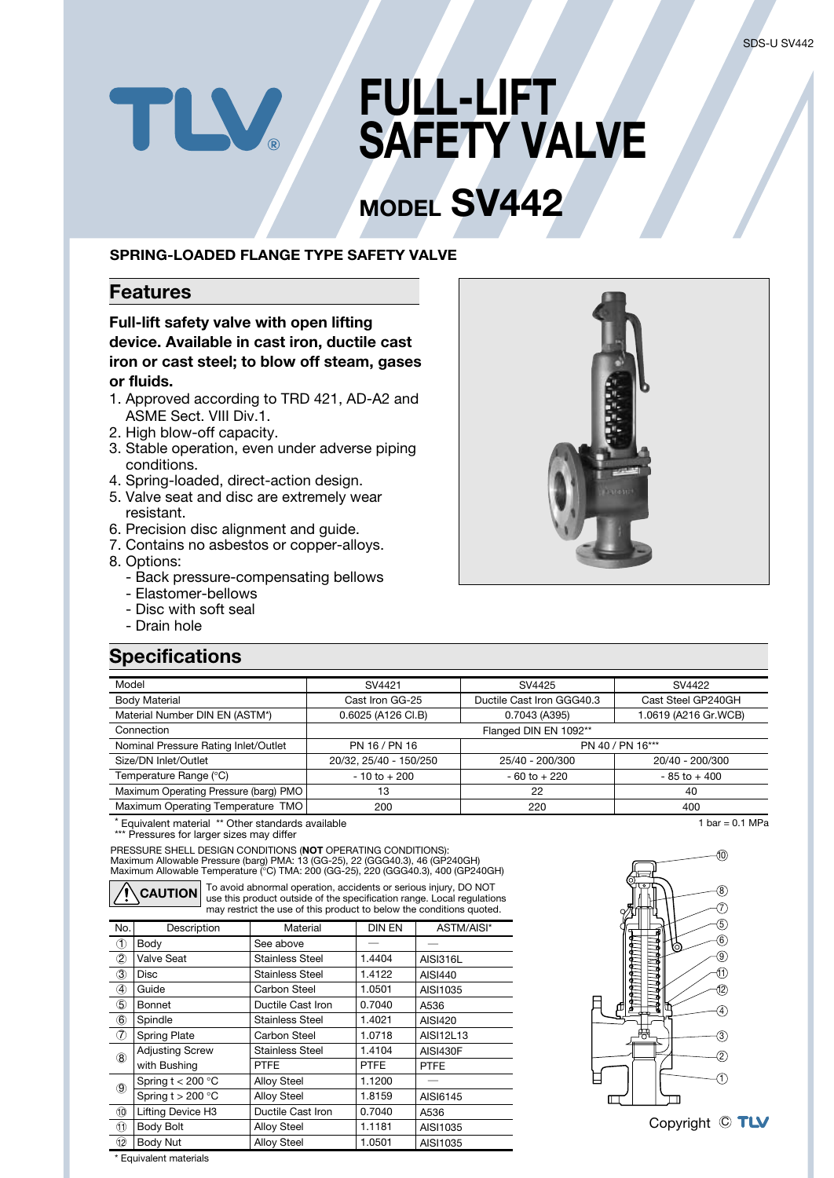# FULL-LIFT SAFETY VALVE

## MODEL SV442

**SPRING-LOADED FLANGE TYPE SAFETY VALVE**

## Features

**Full-lift safety valve with open lifting device. Available in cast iron, ductile cast iron or cast steel; to blow off steam, gases or fluids.**

1. Approved according to TRD 421, AD-A2 and ASME Sect. VIII Div.1.
2. High blow-off capacity.
3. Stable operation, even under adverse piping conditions.
4. Spring-loaded, direct-action design.
5. Valve seat and disc are extremely wear resistant.
6. Precision disc alignment and guide.
7. Contains no asbestos or copper-alloys.
8. Options:
   - Back pressure-compensating bellows
   - Elastomer-bellows
   - Disc with soft seal
   - Drain hole

## Specifications

| Model | SV4421 | SV4425 | SV4422 |
|---|---|---|---|
| Body Material | Cast Iron GG-25 | Ductile Cast Iron GGG40.3 | Cast Steel GP240GH |
| Material Number DIN EN (ASTM*) | 0.6025 (A126 Cl.B) | 0.7043 (A395) | 1.0619 (A216 Gr.WCB) |
| Connection | Flanged DIN EN 1092** | | |
| Nominal Pressure Rating Inlet/Outlet | PN 16 / PN 16 | PN 40 / PN 16*** | |
| Size/DN Inlet/Outlet | 20/32, 25/40 - 150/250 | 25/40 - 200/300 | 20/40 - 200/300 |
| Temperature Range (°C) | - 10 to + 200 | - 60 to + 220 | - 85 to + 400 |
| Maximum Operating Pressure (barg) PMO | 13 | 22 | 40 |
| Maximum Operating Temperature TMO | 200 | 220 | 400 |

* Equivalent material ** Other standards available
*** Pressures for larger sizes may differ

1 bar = 0.1 MPa

PRESSURE SHELL DESIGN CONDITIONS (**NOT** OPERATING CONDITIONS):
Maximum Allowable Pressure (barg) PMA: 13 (GG-25), 22 (GGG40.3), 46 (GP240GH)
Maximum Allowable Temperature (°C) TMA: 200 (GG-25), 220 (GGG40.3), 400 (GP240GH)

**CAUTION** To avoid abnormal operation, accidents or serious injury, DO NOT use this product outside of the specification range. Local regulations may restrict the use of this product to below the conditions quoted.

| No. | Description | Material | DIN EN | ASTM/AISI* |
|---|---|---|---|---|
| ① | Body | See above | — | — |
| ② | Valve Seat | Stainless Steel | 1.4404 | AISI316L |
| ③ | Disc | Stainless Steel | 1.4122 | AISI440 |
| ④ | Guide | Carbon Steel | 1.0501 | AISI1035 |
| ⑤ | Bonnet | Ductile Cast Iron | 0.7040 | A536 |
| ⑥ | Spindle | Stainless Steel | 1.4021 | AISI420 |
| ⑦ | Spring Plate | Carbon Steel | 1.0718 | AISI12L13 |
| ⑧ | Adjusting Screw | Stainless Steel | 1.4104 | AISI430F |
| | with Bushing | PTFE | PTFE | PTFE |
| ⑨ | Spring t < 200 °C | Alloy Steel | 1.1200 | — |
| | Spring t > 200 °C | Alloy Steel | 1.8159 | AISI6145 |
| ⑩ | Lifting Device H3 | Ductile Cast Iron | 0.7040 | A536 |
| ⑪ | Body Bolt | Alloy Steel | 1.1181 | AISI1035 |
| ⑫ | Body Nut | Alloy Steel | 1.0501 | AISI1035 |

* Equivalent materials

Copyright © TLV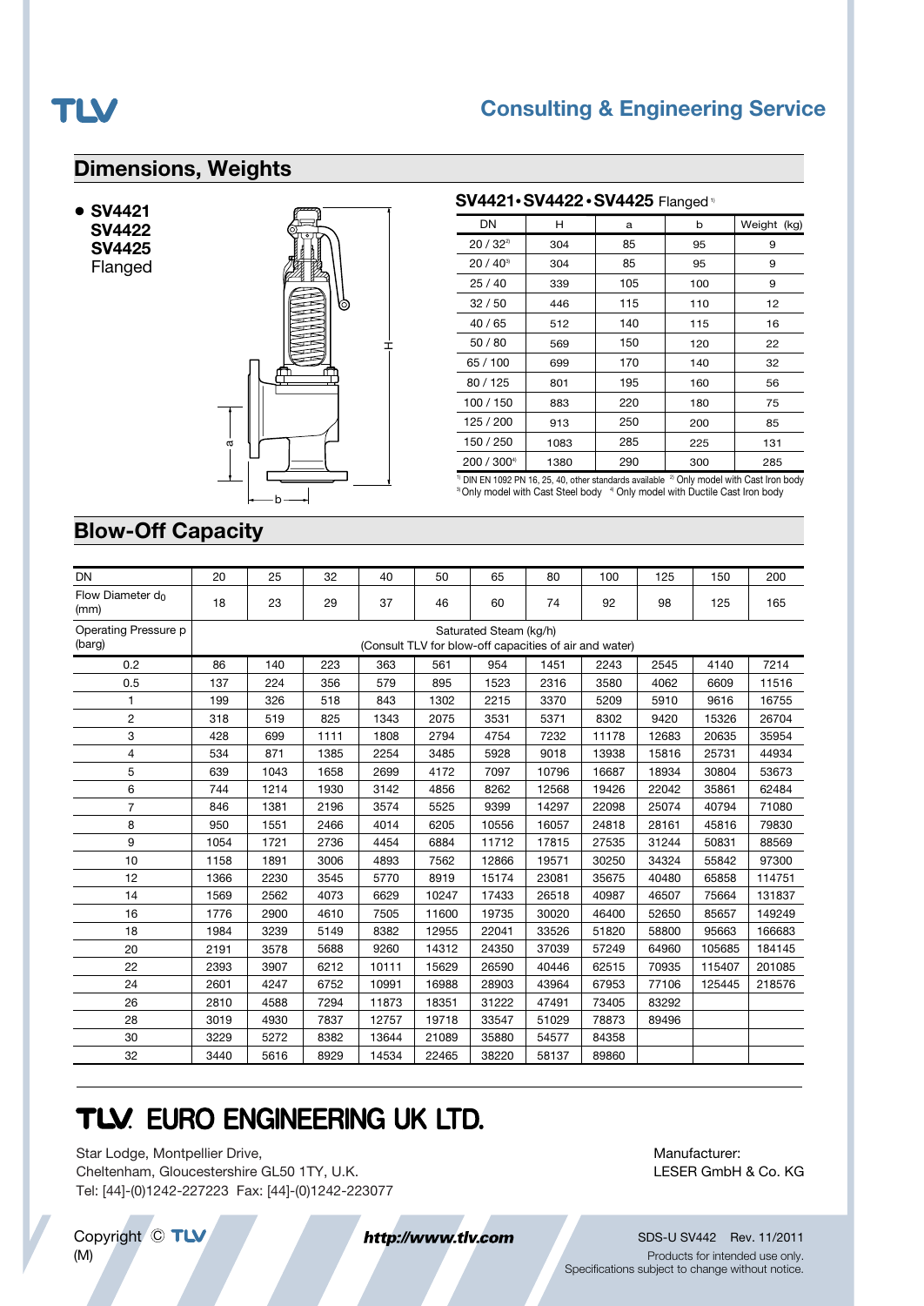## Dimensions, Weights

- **SV4421**
  **SV4422**
  **SV4425**
  Flanged

H

a

b

**SV4421 • SV4422 • SV4425** Flanged [1]

| DN | H | a | b | Weight (kg) |
|---|---|---|---|---|
| 20 / 32[2] | 304 | 85 | 95 | 9 |
| 20 / 40[3] | 304 | 85 | 95 | 9 |
| 25 / 40 | 339 | 105 | 100 | 9 |
| 32 / 50 | 446 | 115 | 110 | 12 |
| 40 / 65 | 512 | 140 | 115 | 16 |
| 50 / 80 | 569 | 150 | 120 | 22 |
| 65 / 100 | 699 | 170 | 140 | 32 |
| 80 / 125 | 801 | 195 | 160 | 56 |
| 100 / 150 | 883 | 220 | 180 | 75 |
| 125 / 200 | 913 | 250 | 200 | 85 |
| 150 / 250 | 1083 | 285 | 225 | 131 |
| 200 / 300[4] | 1380 | 290 | 300 | 285 |

[1] DIN EN 1092 PN 16, 25, 40, other standards available [2] Only model with Cast Iron body
[3] Only model with Cast Steel body [4] Only model with Ductile Cast Iron body

## Blow-Off Capacity

| DN | 20 | 25 | 32 | 40 | 50 | 65 | 80 | 100 | 125 | 150 | 200 |
|---|---|---|---|---|---|---|---|---|---|---|---|
| Flow Diameter $d_0$ (mm) | 18 | 23 | 29 | 37 | 46 | 60 | 74 | 92 | 98 | 125 | 165 |
| Operating Pressure p (barg) | Saturated Steam (kg/h) (Consult TLV for blow-off capacities of air and water) | | | | | | | | | | |
| 0.2 | 86 | 140 | 223 | 363 | 561 | 954 | 1451 | 2243 | 2545 | 4140 | 7214 |
| 0.5 | 137 | 224 | 356 | 579 | 895 | 1523 | 2316 | 3580 | 4062 | 6609 | 11516 |
| 1 | 199 | 326 | 518 | 843 | 1302 | 2215 | 3370 | 5209 | 5910 | 9616 | 16755 |
| 2 | 318 | 519 | 825 | 1343 | 2075 | 3531 | 5371 | 8302 | 9420 | 15326 | 26704 |
| 3 | 428 | 699 | 1111 | 1808 | 2794 | 4754 | 7232 | 11178 | 12683 | 20635 | 35954 |
| 4 | 534 | 871 | 1385 | 2254 | 3485 | 5928 | 9018 | 13938 | 15816 | 25731 | 44934 |
| 5 | 639 | 1043 | 1658 | 2699 | 4172 | 7097 | 10796 | 16687 | 18934 | 30804 | 53673 |
| 6 | 744 | 1214 | 1930 | 3142 | 4856 | 8262 | 12568 | 19426 | 22042 | 35861 | 62484 |
| 7 | 846 | 1381 | 2196 | 3574 | 5525 | 9399 | 14297 | 22098 | 25074 | 40794 | 71080 |
| 8 | 950 | 1551 | 2466 | 4014 | 6205 | 10556 | 16057 | 24818 | 28161 | 45816 | 79830 |
| 9 | 1054 | 1721 | 2736 | 4454 | 6884 | 11712 | 17815 | 27535 | 31244 | 50831 | 88569 |
| 10 | 1158 | 1891 | 3006 | 4893 | 7562 | 12866 | 19571 | 30250 | 34324 | 55842 | 97300 |
| 12 | 1366 | 2230 | 3545 | 5770 | 8919 | 15174 | 23081 | 35675 | 40480 | 65858 | 114751 |
| 14 | 1569 | 2562 | 4073 | 6629 | 10247 | 17433 | 26518 | 40987 | 46507 | 75664 | 131837 |
| 16 | 1776 | 2900 | 4610 | 7505 | 11600 | 19735 | 30020 | 46400 | 52650 | 85657 | 149249 |
| 18 | 1984 | 3239 | 5149 | 8382 | 12955 | 22041 | 33526 | 51820 | 58800 | 95663 | 166683 |
| 20 | 2191 | 3578 | 5688 | 9260 | 14312 | 24350 | 37039 | 57249 | 64960 | 105685 | 184145 |
| 22 | 2393 | 3907 | 6212 | 10111 | 15629 | 26590 | 40446 | 62515 | 70935 | 115407 | 201085 |
| 24 | 2601 | 4247 | 6752 | 10991 | 16988 | 28903 | 43964 | 67953 | 77106 | 125445 | 218576 |
| 26 | 2810 | 4588 | 7294 | 11873 | 18351 | 31222 | 47491 | 73405 | 83292 | | |
| 28 | 3019 | 4930 | 7837 | 12757 | 19718 | 33547 | 51029 | 78873 | 89496 | | |
| 30 | 3229 | 5272 | 8382 | 13644 | 21089 | 35880 | 54577 | 84358 | | | |
| 32 | 3440 | 5616 | 8929 | 14534 | 22465 | 38220 | 58137 | 89860 | | | |

# TLV. EURO ENGINEERING UK LTD.

Star Lodge, Montpellier Drive,
Cheltenham, Gloucestershire GL50 1TY, U.K.
Tel: [44]-(0)1242-227223 Fax: [44]-(0)1242-223077

Manufacturer:
LESER GmbH & Co. KG

Copyright © TLV
(M)

*http://www.tlv.com*

SDS-U SV442 Rev. 11/2011

Products for intended use only.
Specifications subject to change without notice.